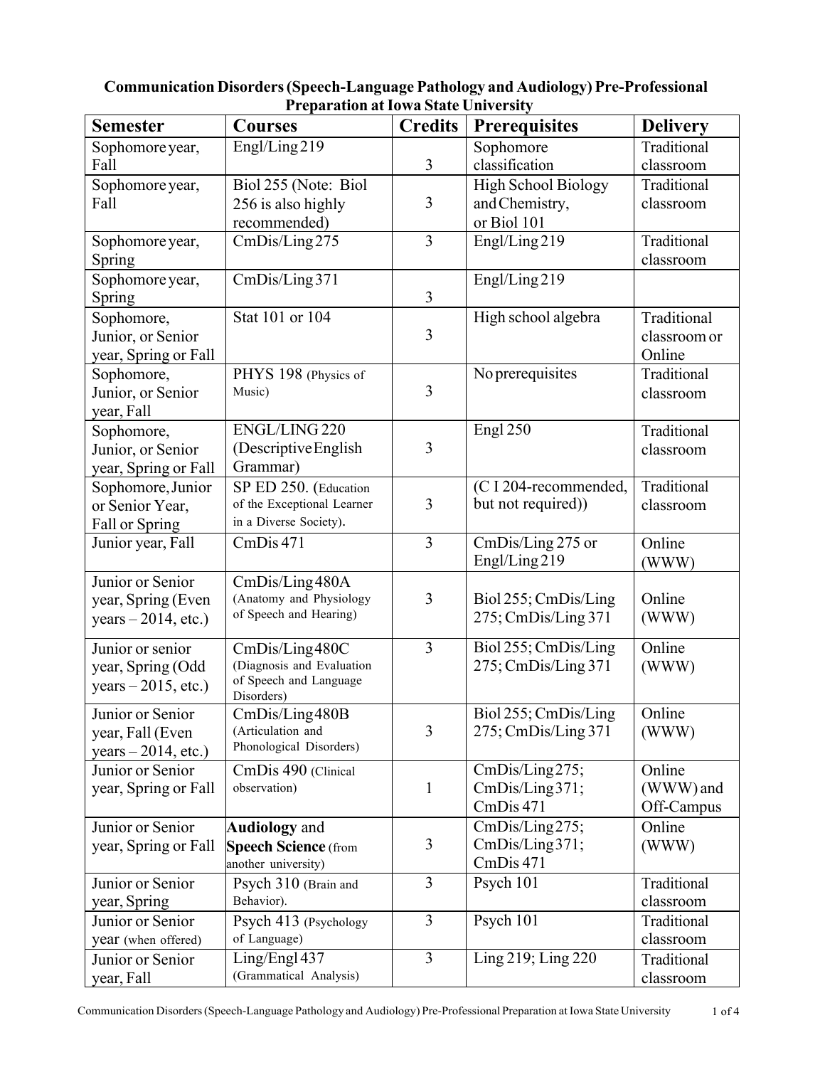**Communication Disorders (Speech-Language Pathology and Audiology) Pre-Professional Preparation at Iowa State University**

| Semester | Courses | Credits | Prerequisites | Delivery |
|---|---|---|---|---|
| Sophomore year, Fall | Engl/Ling 219 | 3 | Sophomore classification | Traditional classroom |
| Sophomore year, Fall | Biol 255 (Note: Biol 256 is also highly recommended) | 3 | High School Biology and Chemistry, or Biol 101 | Traditional classroom |
| Sophomore year, Spring | CmDis/Ling 275 | 3 | Engl/Ling 219 | Traditional classroom |
| Sophomore year, Spring | CmDis/Ling 371 | 3 | Engl/Ling 219 | |
| Sophomore, Junior, or Senior year, Spring or Fall | Stat 101 or 104 | 3 | High school algebra | Traditional classroom or Online |
| Sophomore, Junior, or Senior year, Fall | PHYS 198 (Physics of Music) | 3 | No prerequisites | Traditional classroom |
| Sophomore, Junior, or Senior year, Spring or Fall | ENGL/LING 220 (Descriptive English Grammar) | 3 | Engl 250 | Traditional classroom |
| Sophomore, Junior or Senior Year, Fall or Spring | SP ED 250. (Education of the Exceptional Learner in a Diverse Society). | 3 | (C I 204-recommended, but not required)) | Traditional classroom |
| Junior year, Fall | CmDis 471 | 3 | CmDis/Ling 275 or Engl/Ling 219 | Online (WWW) |
| Junior or Senior year, Spring (Even years – 2014, etc.) | CmDis/Ling 480A (Anatomy and Physiology of Speech and Hearing) | 3 | Biol 255; CmDis/Ling 275; CmDis/Ling 371 | Online (WWW) |
| Junior or senior year, Spring (Odd years – 2015, etc.) | CmDis/Ling 480C (Diagnosis and Evaluation of Speech and Language Disorders) | 3 | Biol 255; CmDis/Ling 275; CmDis/Ling 371 | Online (WWW) |
| Junior or Senior year, Fall (Even years – 2014, etc.) | CmDis/Ling 480B (Articulation and Phonological Disorders) | 3 | Biol 255; CmDis/Ling 275; CmDis/Ling 371 | Online (WWW) |
| Junior or Senior year, Spring or Fall | CmDis 490 (Clinical observation) | 1 | CmDis/Ling 275; CmDis/Ling 371; CmDis 471 | Online (WWW) and Off-Campus |
| Junior or Senior year, Spring or Fall | **Audiology** and **Speech Science** (from another university) | 3 | CmDis/Ling 275; CmDis/Ling 371; CmDis 471 | Online (WWW) |
| Junior or Senior year, Spring | Psych 310 (Brain and Behavior). | 3 | Psych 101 | Traditional classroom |
| Junior or Senior year (when offered) | Psych 413 (Psychology of Language) | 3 | Psych 101 | Traditional classroom |
| Junior or Senior year, Fall | Ling/Engl 437 (Grammatical Analysis) | 3 | Ling 219; Ling 220 | Traditional classroom |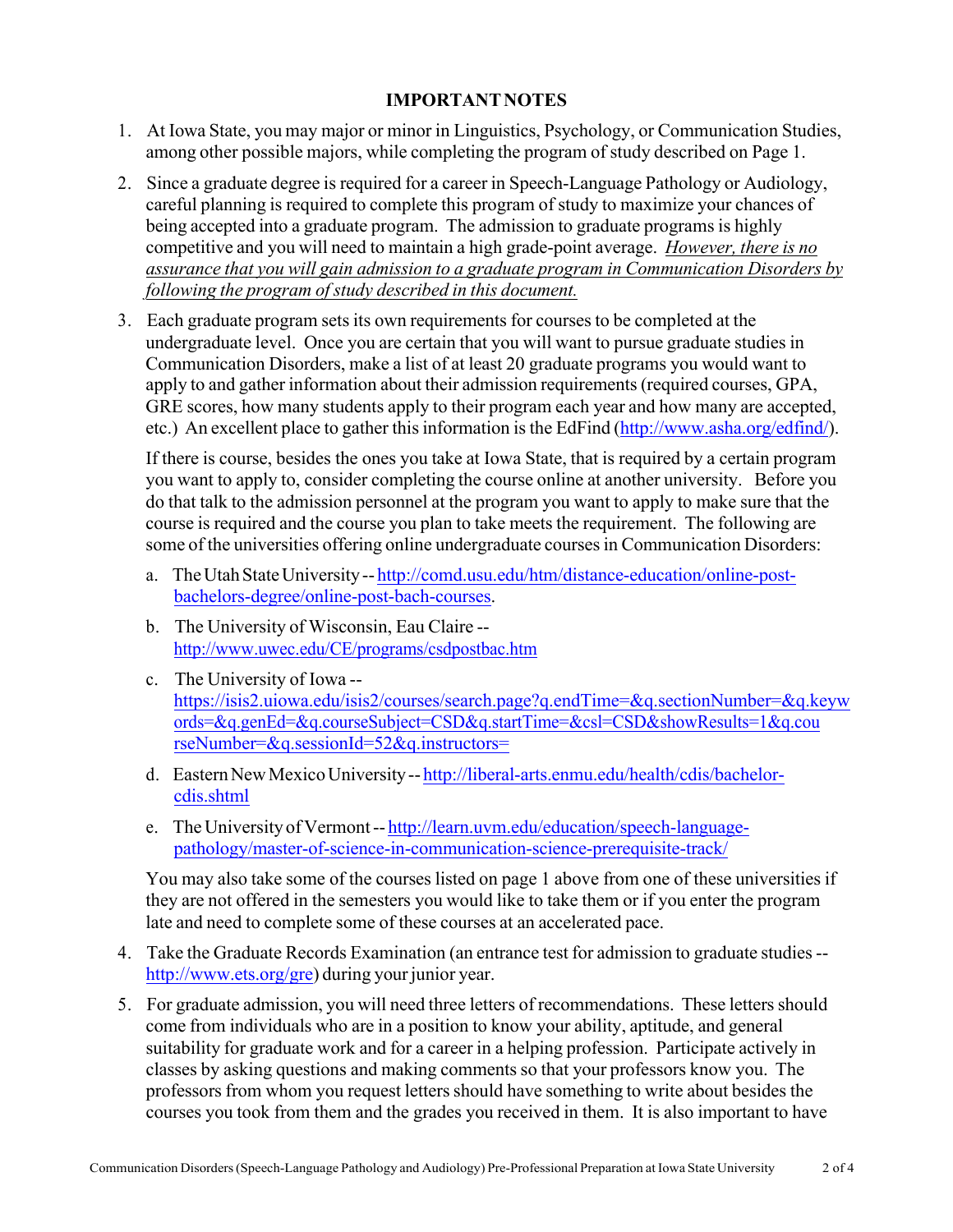## IMPORTANT NOTES

1. At Iowa State, you may major or minor in Linguistics, Psychology, or Communication Studies, among other possible majors, while completing the program of study described on Page 1.

2. Since a graduate degree is required for a career in Speech-Language Pathology or Audiology, careful planning is required to complete this program of study to maximize your chances of being accepted into a graduate program. The admission to graduate programs is highly competitive and you will need to maintain a high grade-point average. *However, there is no assurance that you will gain admission to a graduate program in Communication Disorders by following the program of study described in this document.*

3. Each graduate program sets its own requirements for courses to be completed at the undergraduate level. Once you are certain that you will want to pursue graduate studies in Communication Disorders, make a list of at least 20 graduate programs you would want to apply to and gather information about their admission requirements (required courses, GPA, GRE scores, how many students apply to their program each year and how many are accepted, etc.) An excellent place to gather this information is the EdFind (http://www.asha.org/edfind/).

   If there is course, besides the ones you take at Iowa State, that is required by a certain program you want to apply to, consider completing the course online at another university. Before you do that talk to the admission personnel at the program you want to apply to make sure that the course is required and the course you plan to take meets the requirement. The following are some of the universities offering online undergraduate courses in Communication Disorders:

   a. The Utah State University -- http://comd.usu.edu/htm/distance-education/online-post-bachelors-degree/online-post-bach-courses.

   b. The University of Wisconsin, Eau Claire -- http://www.uwec.edu/CE/programs/csdpostbac.htm

   c. The University of Iowa -- https://isis2.uiowa.edu/isis2/courses/search.page?q.endTime=&q.sectionNumber=&q.keywords=&q.genEd=&q.courseSubject=CSD&q.startTime=&csl=CSD&showResults=1&q.courseNumber=&q.sessionId=52&q.instructors=

   d. Eastern New Mexico University -- http://liberal-arts.enmu.edu/health/cdis/bachelor-cdis.shtml

   e. The University of Vermont -- http://learn.uvm.edu/education/speech-language-pathology/master-of-science-in-communication-science-prerequisite-track/

   You may also take some of the courses listed on page 1 above from one of these universities if they are not offered in the semesters you would like to take them or if you enter the program late and need to complete some of these courses at an accelerated pace.

4. Take the Graduate Records Examination (an entrance test for admission to graduate studies -- http://www.ets.org/gre) during your junior year.

5. For graduate admission, you will need three letters of recommendations. These letters should come from individuals who are in a position to know your ability, aptitude, and general suitability for graduate work and for a career in a helping profession. Participate actively in classes by asking questions and making comments so that your professors know you. The professors from whom you request letters should have something to write about besides the courses you took from them and the grades you received in them. It is also important to have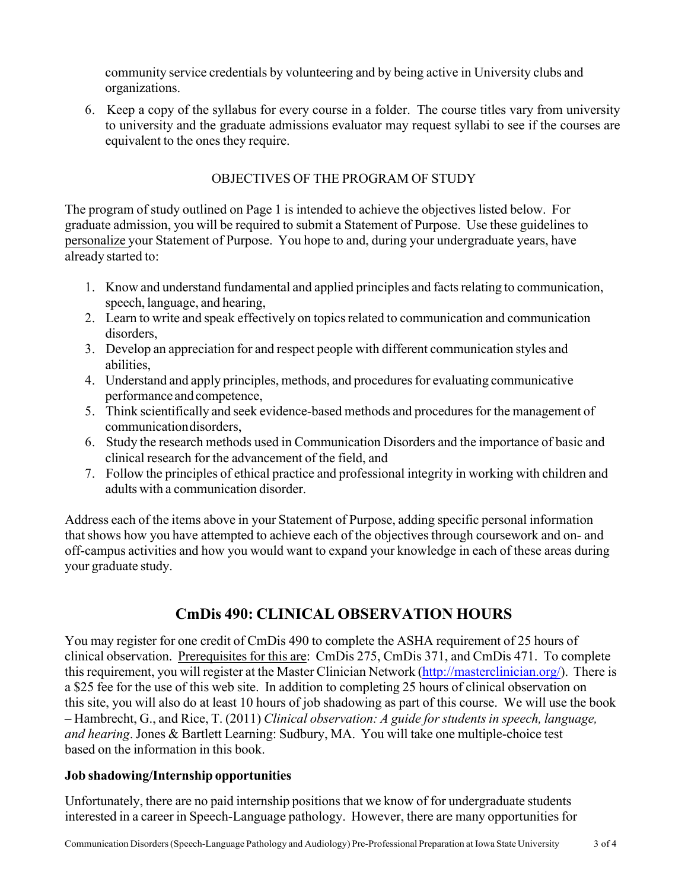community service credentials by volunteering and by being active in University clubs and organizations.

6. Keep a copy of the syllabus for every course in a folder. The course titles vary from university to university and the graduate admissions evaluator may request syllabi to see if the courses are equivalent to the ones they require.

## OBJECTIVES OF THE PROGRAM OF STUDY

The program of study outlined on Page 1 is intended to achieve the objectives listed below. For graduate admission, you will be required to submit a Statement of Purpose. Use these guidelines to <u>personalize</u> your Statement of Purpose. You hope to and, during your undergraduate years, have already started to:

1. Know and understand fundamental and applied principles and facts relating to communication, speech, language, and hearing,
2. Learn to write and speak effectively on topics related to communication and communication disorders,
3. Develop an appreciation for and respect people with different communication styles and abilities,
4. Understand and apply principles, methods, and procedures for evaluating communicative performance and competence,
5. Think scientifically and seek evidence-based methods and procedures for the management of communication disorders,
6. Study the research methods used in Communication Disorders and the importance of basic and clinical research for the advancement of the field, and
7. Follow the principles of ethical practice and professional integrity in working with children and adults with a communication disorder.

Address each of the items above in your Statement of Purpose, adding specific personal information that shows how you have attempted to achieve each of the objectives through coursework and on- and off-campus activities and how you would want to expand your knowledge in each of these areas during your graduate study.

## CmDis 490: CLINICAL OBSERVATION HOURS

You may register for one credit of CmDis 490 to complete the ASHA requirement of 25 hours of clinical observation. <u>Prerequisites for this are</u>: CmDis 275, CmDis 371, and CmDis 471. To complete this requirement, you will register at the Master Clinician Network (http://masterclinician.org/). There is a $25 fee for the use of this web site. In addition to completing 25 hours of clinical observation on this site, you will also do at least 10 hours of job shadowing as part of this course. We will use the book – Hambrecht, G., and Rice, T. (2011) *Clinical observation: A guide for students in speech, language, and hearing*. Jones & Bartlett Learning: Sudbury, MA. You will take one multiple-choice test based on the information in this book.

**Job shadowing/Internship opportunities**

Unfortunately, there are no paid internship positions that we know of for undergraduate students interested in a career in Speech-Language pathology. However, there are many opportunities for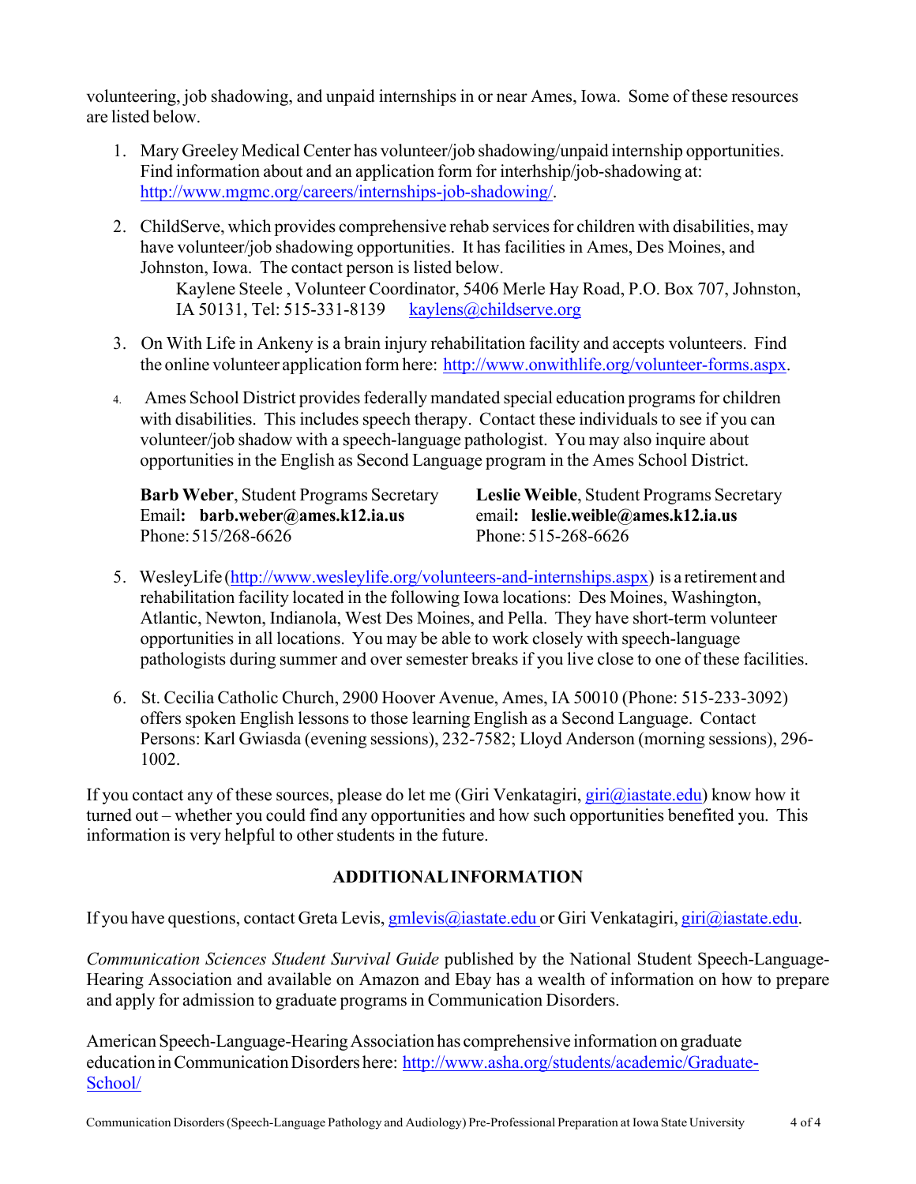volunteering, job shadowing, and unpaid internships in or near Ames, Iowa. Some of these resources are listed below.

1. Mary Greeley Medical Center has volunteer/job shadowing/unpaid internship opportunities. Find information about and an application form for interhship/job-shadowing at: http://www.mgmc.org/careers/internships-job-shadowing/.

2. ChildServe, which provides comprehensive rehab services for children with disabilities, may have volunteer/job shadowing opportunities. It has facilities in Ames, Des Moines, and Johnston, Iowa. The contact person is listed below.
   Kaylene Steele , Volunteer Coordinator, 5406 Merle Hay Road, P.O. Box 707, Johnston, IA 50131, Tel: 515-331-8139 kaylens@childserve.org

3. On With Life in Ankeny is a brain injury rehabilitation facility and accepts volunteers. Find the online volunteer application form here: http://www.onwithlife.org/volunteer-forms.aspx.

4. Ames School District provides federally mandated special education programs for children with disabilities. This includes speech therapy. Contact these individuals to see if you can volunteer/job shadow with a speech-language pathologist. You may also inquire about opportunities in the English as Second Language program in the Ames School District.

   **Barb Weber**, Student Programs Secretary
   Email**: barb.weber@ames.k12.ia.us**
   Phone: 515/268-6626

   **Leslie Weible**, Student Programs Secretary
   email**: leslie.weible@ames.k12.ia.us**
   Phone: 515-268-6626

5. WesleyLife (http://www.wesleylife.org/volunteers-and-internships.aspx) is a retirement and rehabilitation facility located in the following Iowa locations: Des Moines, Washington, Atlantic, Newton, Indianola, West Des Moines, and Pella. They have short-term volunteer opportunities in all locations. You may be able to work closely with speech-language pathologists during summer and over semester breaks if you live close to one of these facilities.

6. St. Cecilia Catholic Church, 2900 Hoover Avenue, Ames, IA 50010 (Phone: 515-233-3092) offers spoken English lessons to those learning English as a Second Language. Contact Persons: Karl Gwiasda (evening sessions), 232-7582; Lloyd Anderson (morning sessions), 296-1002.

If you contact any of these sources, please do let me (Giri Venkatagiri, giri@iastate.edu) know how it turned out – whether you could find any opportunities and how such opportunities benefited you. This information is very helpful to other students in the future.

## ADDITIONAL INFORMATION

If you have questions, contact Greta Levis, gmlevis@iastate.edu or Giri Venkatagiri, giri@iastate.edu.

*Communication Sciences Student Survival Guide* published by the National Student Speech-Language-Hearing Association and available on Amazon and Ebay has a wealth of information on how to prepare and apply for admission to graduate programs in Communication Disorders.

American Speech-Language-Hearing Association has comprehensive information on graduate education in Communication Disorders here: http://www.asha.org/students/academic/Graduate-School/